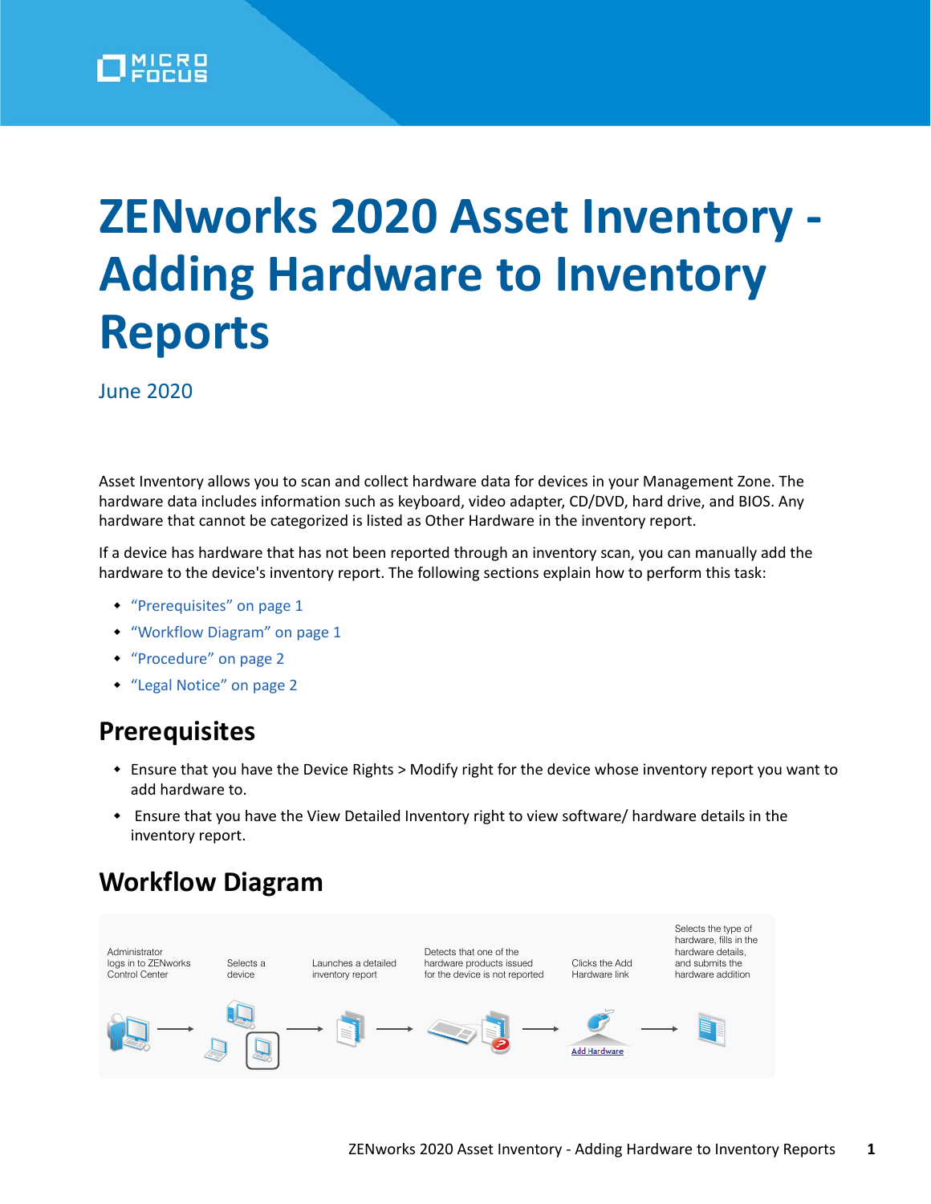# ZENworks 2020 Asset Inventory - Adding Hardware to Inventory Reports

June 2020

Asset Inventory allows you to scan and collect hardware data for devices in your Management Zone. The hardware data includes information such as keyboard, video adapter, CD/DVD, hard drive, and BIOS. Any hardware that cannot be categorized is listed as Other Hardware in the inventory report.

If a device has hardware that has not been reported through an inventory scan, you can manually add the hardware to the device's inventory report. The following sections explain how to perform this task:

- "Prerequisites" on page 1
- "Workflow Diagram" on page 1
- "Procedure" on page 2
- "Legal Notice" on page 2

## Prerequisites

- Ensure that you have the Device Rights > Modify right for the device whose inventory report you want to add hardware to.
- Ensure that you have the View Detailed Inventory right to view software/ hardware details in the inventory report.

## Workflow Diagram

Administrator logs in to ZENworks Control Center → Selects a device → Launches a detailed inventory report → Detects that one of the hardware products issued for the device is not reported → Clicks the Add Hardware link → Selects the type of hardware, fills in the hardware details, and submits the hardware addition

Add Hardware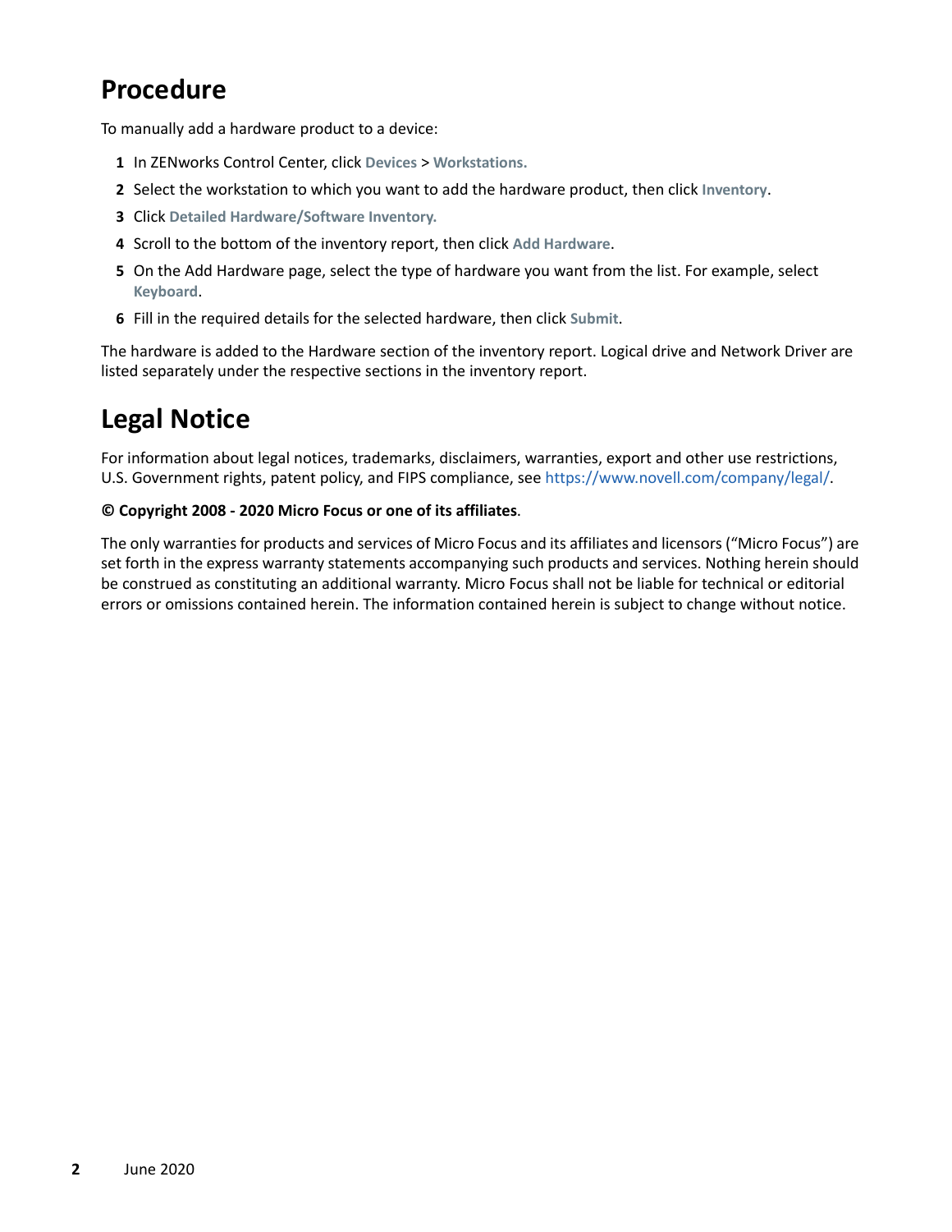## Procedure

To manually add a hardware product to a device:

1. In ZENworks Control Center, click **Devices** > **Workstations.**
2. Select the workstation to which you want to add the hardware product, then click **Inventory**.
3. Click **Detailed Hardware/Software Inventory.**
4. Scroll to the bottom of the inventory report, then click **Add Hardware**.
5. On the Add Hardware page, select the type of hardware you want from the list. For example, select **Keyboard**.
6. Fill in the required details for the selected hardware, then click **Submit**.

The hardware is added to the Hardware section of the inventory report. Logical drive and Network Driver are listed separately under the respective sections in the inventory report.

## Legal Notice

For information about legal notices, trademarks, disclaimers, warranties, export and other use restrictions, U.S. Government rights, patent policy, and FIPS compliance, see https://www.novell.com/company/legal/.

**© Copyright 2008 - 2020 Micro Focus or one of its affiliates**.

The only warranties for products and services of Micro Focus and its affiliates and licensors ("Micro Focus") are set forth in the express warranty statements accompanying such products and services. Nothing herein should be construed as constituting an additional warranty. Micro Focus shall not be liable for technical or editorial errors or omissions contained herein. The information contained herein is subject to change without notice.